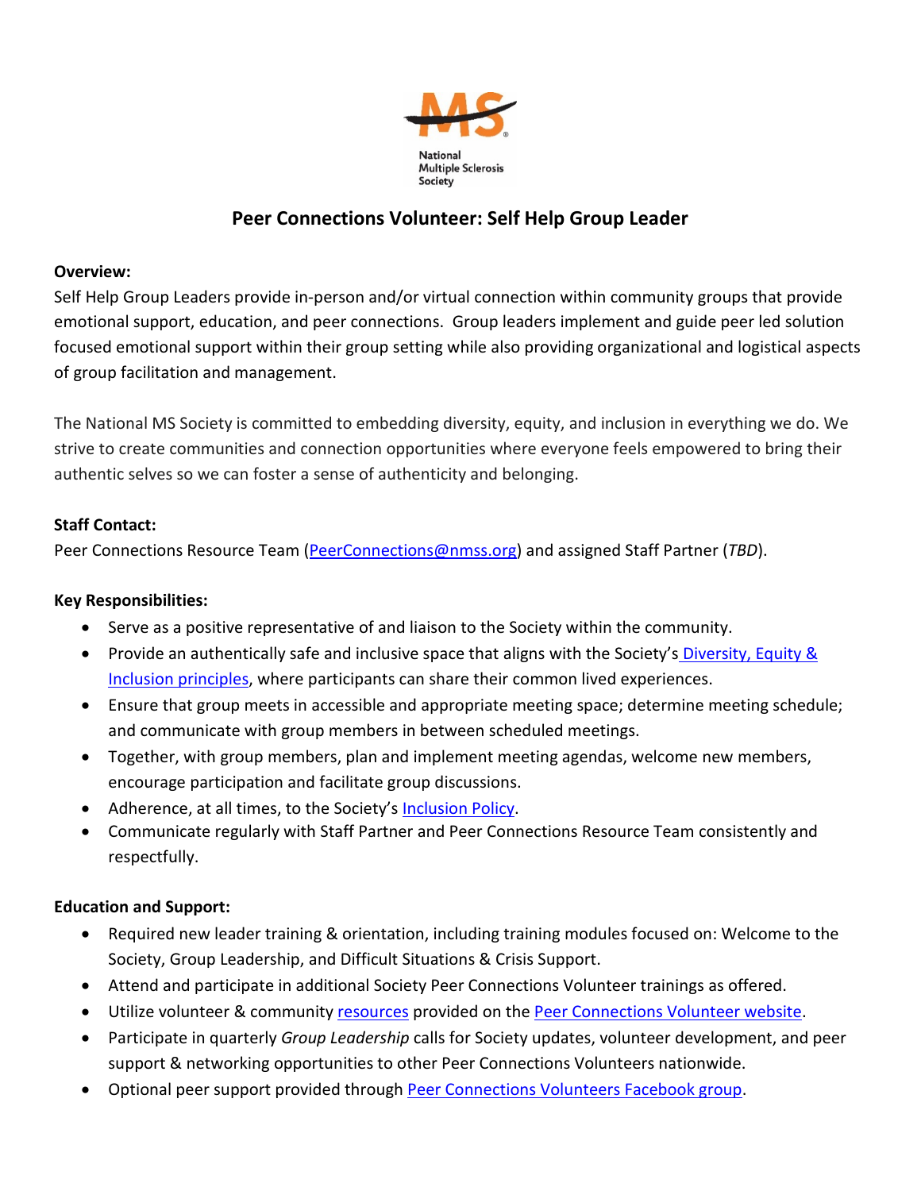National Multiple Sclerosis Society

# Peer Connections Volunteer: Self Help Group Leader

**Overview:**

Self Help Group Leaders provide in-person and/or virtual connection within community groups that provide emotional support, education, and peer connections. Group leaders implement and guide peer led solution focused emotional support within their group setting while also providing organizational and logistical aspects of group facilitation and management.

The National MS Society is committed to embedding diversity, equity, and inclusion in everything we do. We strive to create communities and connection opportunities where everyone feels empowered to bring their authentic selves so we can foster a sense of authenticity and belonging.

**Staff Contact:**

Peer Connections Resource Team (PeerConnections@nmss.org) and assigned Staff Partner (*TBD*).

**Key Responsibilities:**

- Serve as a positive representative of and liaison to the Society within the community.
- Provide an authentically safe and inclusive space that aligns with the Society's Diversity, Equity & Inclusion principles, where participants can share their common lived experiences.
- Ensure that group meets in accessible and appropriate meeting space; determine meeting schedule; and communicate with group members in between scheduled meetings.
- Together, with group members, plan and implement meeting agendas, welcome new members, encourage participation and facilitate group discussions.
- Adherence, at all times, to the Society's Inclusion Policy.
- Communicate regularly with Staff Partner and Peer Connections Resource Team consistently and respectfully.

**Education and Support:**

- Required new leader training & orientation, including training modules focused on: Welcome to the Society, Group Leadership, and Difficult Situations & Crisis Support.
- Attend and participate in additional Society Peer Connections Volunteer trainings as offered.
- Utilize volunteer & community resources provided on the Peer Connections Volunteer website.
- Participate in quarterly *Group Leadership* calls for Society updates, volunteer development, and peer support & networking opportunities to other Peer Connections Volunteers nationwide.
- Optional peer support provided through Peer Connections Volunteers Facebook group.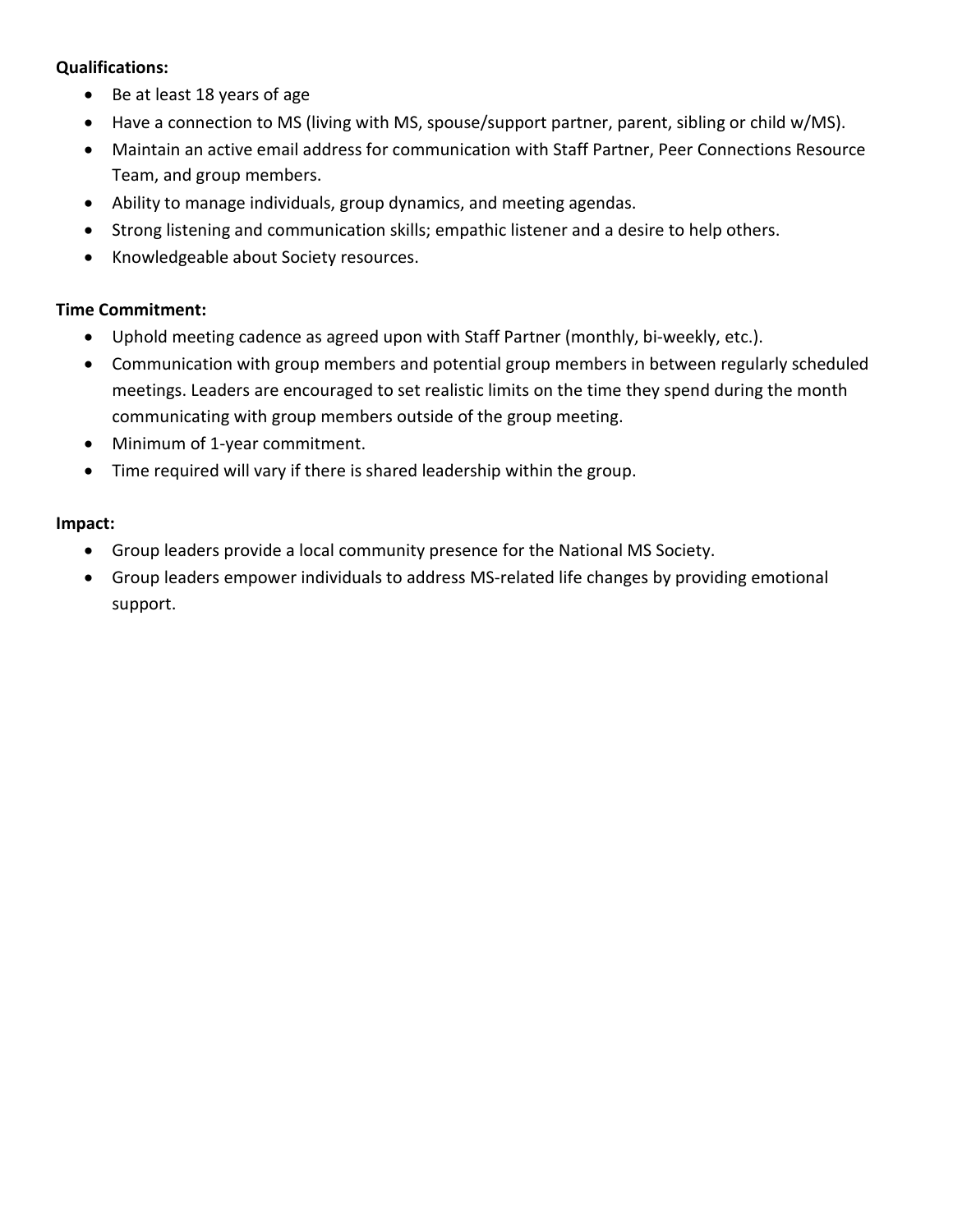**Qualifications:**

- Be at least 18 years of age
- Have a connection to MS (living with MS, spouse/support partner, parent, sibling or child w/MS).
- Maintain an active email address for communication with Staff Partner, Peer Connections Resource Team, and group members.
- Ability to manage individuals, group dynamics, and meeting agendas.
- Strong listening and communication skills; empathic listener and a desire to help others.
- Knowledgeable about Society resources.

**Time Commitment:**

- Uphold meeting cadence as agreed upon with Staff Partner (monthly, bi-weekly, etc.).
- Communication with group members and potential group members in between regularly scheduled meetings. Leaders are encouraged to set realistic limits on the time they spend during the month communicating with group members outside of the group meeting.
- Minimum of 1-year commitment.
- Time required will vary if there is shared leadership within the group.

**Impact:**

- Group leaders provide a local community presence for the National MS Society.
- Group leaders empower individuals to address MS-related life changes by providing emotional support.